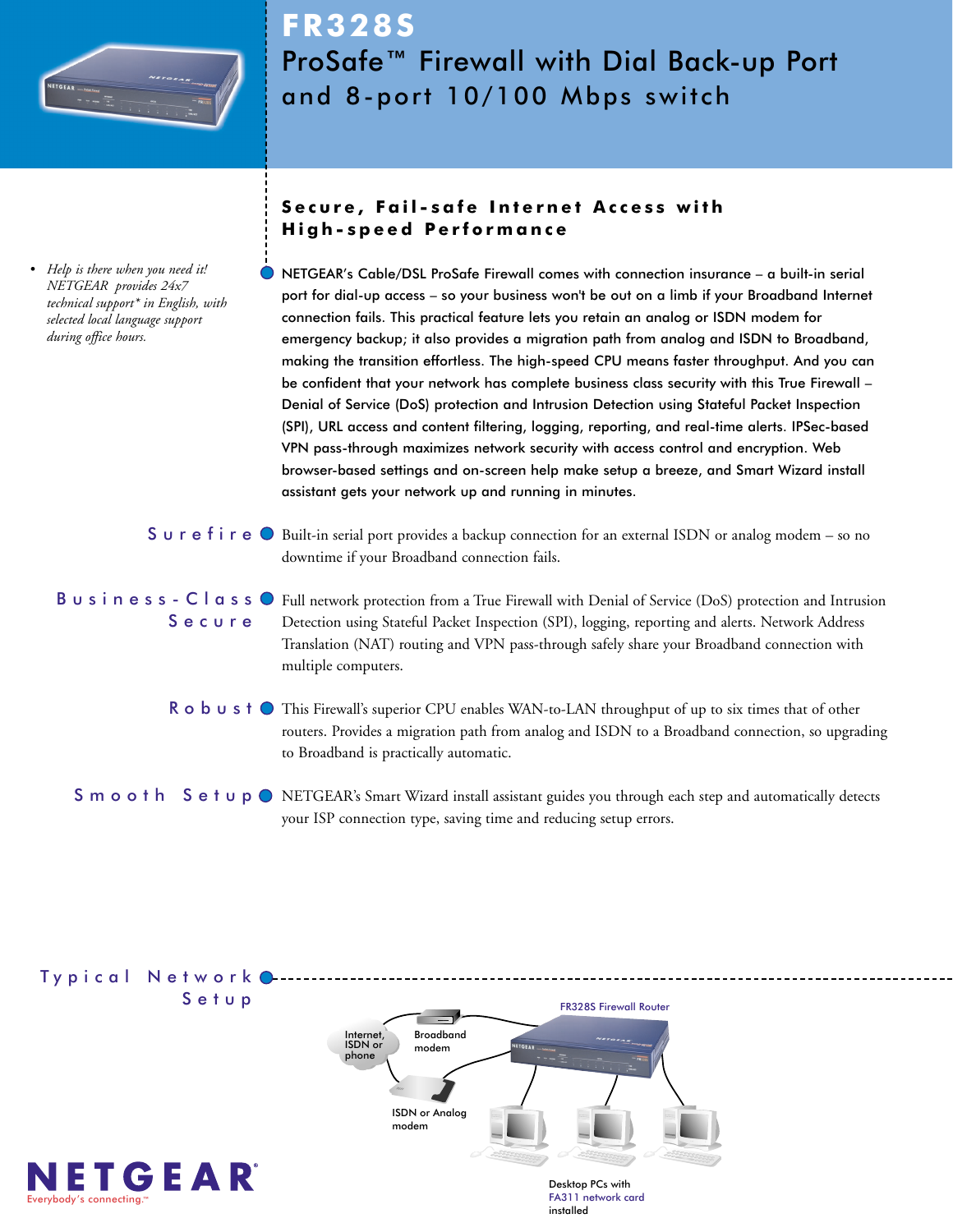# FR328S

## ProSafe™ Firewall with Dial Back-up Port and 8-port 10/100 Mbps switch

### Secure, Fail-safe Internet Access with High-speed Performance

- *Help is there when you need it! NETGEAR provides 24x7 technical support* in English, with selected local language support during office hours.*

NETGEAR's Cable/DSL ProSafe Firewall comes with connection insurance – a built-in serial port for dial-up access – so your business won't be out on a limb if your Broadband Internet connection fails. This practical feature lets you retain an analog or ISDN modem for emergency backup; it also provides a migration path from analog and ISDN to Broadband, making the transition effortless. The high-speed CPU means faster throughput. And you can be confident that your network has complete business class security with this True Firewall – Denial of Service (DoS) protection and Intrusion Detection using Stateful Packet Inspection (SPI), URL access and content filtering, logging, reporting, and real-time alerts. IPSec-based VPN pass-through maximizes network security with access control and encryption. Web browser-based settings and on-screen help make setup a breeze, and Smart Wizard install assistant gets your network up and running in minutes.

**Surefire** — Built-in serial port provides a backup connection for an external ISDN or analog modem – so no downtime if your Broadband connection fails.

**Business-Class Secure** — Full network protection from a True Firewall with Denial of Service (DoS) protection and Intrusion Detection using Stateful Packet Inspection (SPI), logging, reporting and alerts. Network Address Translation (NAT) routing and VPN pass-through safely share your Broadband connection with multiple computers.

**Robust** — This Firewall's superior CPU enables WAN-to-LAN throughput of up to six times that of other routers. Provides a migration path from analog and ISDN to a Broadband connection, so upgrading to Broadband is practically automatic.

**Smooth Setup** — NETGEAR's Smart Wizard install assistant guides you through each step and automatically detects your ISP connection type, saving time and reducing setup errors.

### Typical Network Setup

Internet, ISDN or phone — Broadband modem — FR328S Firewall Router — ISDN or Analog modem — Desktop PCs with FA311 network card installed

NETGEAR
Everybody's connecting.™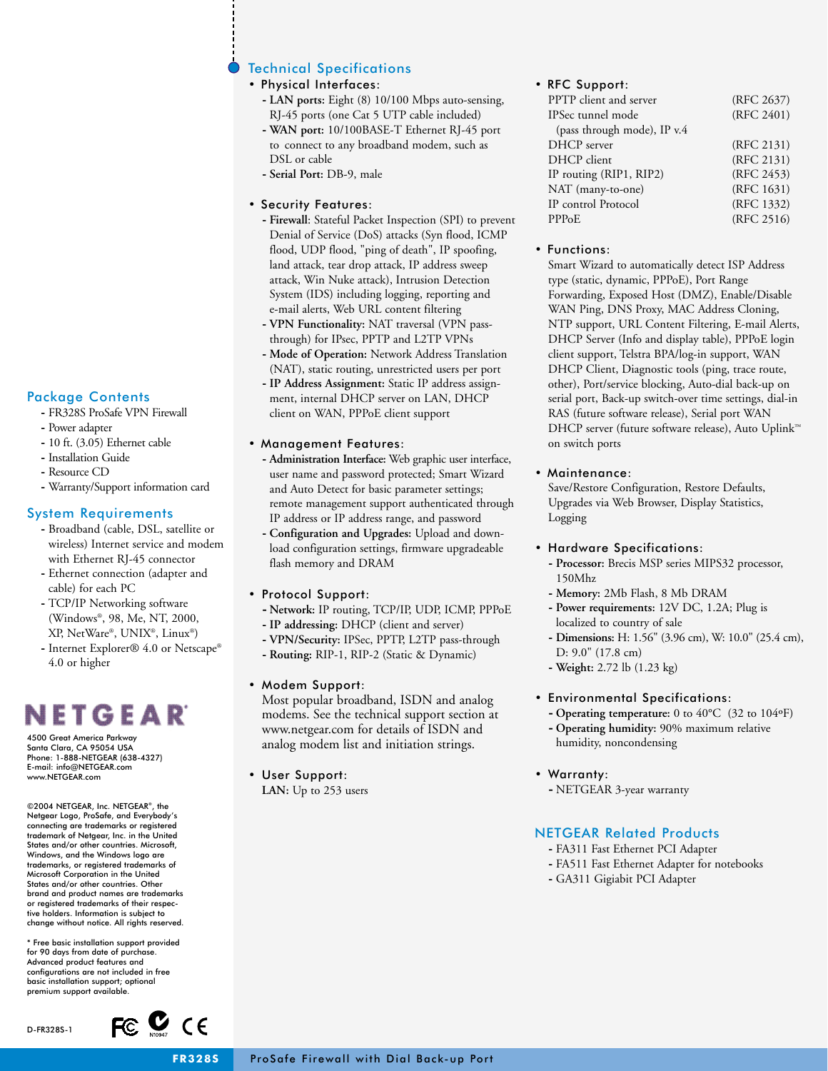## Technical Specifications

- **Physical Interfaces:**
  - **LAN ports:** Eight (8) 10/100 Mbps auto-sensing, RJ-45 ports (one Cat 5 UTP cable included)
  - **WAN port:** 10/100BASE-T Ethernet RJ-45 port to connect to any broadband modem, such as DSL or cable
  - **Serial Port:** DB-9, male

- **Security Features:**
  - **Firewall**: Stateful Packet Inspection (SPI) to prevent Denial of Service (DoS) attacks (Syn flood, ICMP flood, UDP flood, "ping of death", IP spoofing, land attack, tear drop attack, IP address sweep attack, Win Nuke attack), Intrusion Detection System (IDS) including logging, reporting and e-mail alerts, Web URL content filtering
  - **VPN Functionality:** NAT traversal (VPN pass-through) for IPsec, PPTP and L2TP VPNs
  - **Mode of Operation:** Network Address Translation (NAT), static routing, unrestricted users per port
  - **IP Address Assignment:** Static IP address assignment, internal DHCP server on LAN, DHCP client on WAN, PPPoE client support

- **Management Features:**
  - **Administration Interface:** Web graphic user interface, user name and password protected; Smart Wizard and Auto Detect for basic parameter settings; remote management support authenticated through IP address or IP address range, and password
  - **Configuration and Upgrades:** Upload and download configuration settings, firmware upgradeable flash memory and DRAM

- **Protocol Support:**
  - **Network:** IP routing, TCP/IP, UDP, ICMP, PPPoE
  - **IP addressing:** DHCP (client and server)
  - **VPN/Security:** IPSec, PPTP, L2TP pass-through
  - **Routing:** RIP-1, RIP-2 (Static & Dynamic)

- **Modem Support:**
  Most popular broadband, ISDN and analog modems. See the technical support section at www.netgear.com for details of ISDN and analog modem list and initiation strings.

- **User Support:**
  **LAN:** Up to 253 users

- **RFC Support:**

| | |
|---|---|
| PPTP client and server | (RFC 2637) |
| IPSec tunnel mode (pass through mode), IP v.4 | (RFC 2401) |
| DHCP server | (RFC 2131) |
| DHCP client | (RFC 2131) |
| IP routing (RIP1, RIP2) | (RFC 2453) |
| NAT (many-to-one) | (RFC 1631) |
| IP control Protocol | (RFC 1332) |
| PPPoE | (RFC 2516) |

- **Functions:**
  Smart Wizard to automatically detect ISP Address type (static, dynamic, PPPoE), Port Range Forwarding, Exposed Host (DMZ), Enable/Disable WAN Ping, DNS Proxy, MAC Address Cloning, NTP support, URL Content Filtering, E-mail Alerts, DHCP Server (Info and display table), PPPoE login client support, Telstra BPA/log-in support, WAN DHCP Client, Diagnostic tools (ping, trace route, other), Port/service blocking, Auto-dial back-up on serial port, Back-up switch-over time settings, dial-in RAS (future software release), Serial port WAN DHCP server (future software release), Auto Uplink™ on switch ports

- **Maintenance:**
  Save/Restore Configuration, Restore Defaults, Upgrades via Web Browser, Display Statistics, Logging

- **Hardware Specifications:**
  - **Processor:** Brecis MSP series MIPS32 processor, 150Mhz
  - **Memory:** 2Mb Flash, 8 Mb DRAM
  - **Power requirements:** 12V DC, 1.2A; Plug is localized to country of sale
  - **Dimensions:** H: 1.56" (3.96 cm), W: 10.0" (25.4 cm), D: 9.0" (17.8 cm)
  - **Weight:** 2.72 lb (1.23 kg)

- **Environmental Specifications:**
  - **Operating temperature:** 0 to 40°C (32 to 104°F)
  - **Operating humidity:** 90% maximum relative humidity, noncondensing

- **Warranty:**
  - NETGEAR 3-year warranty

## NETGEAR Related Products

- FA311 Fast Ethernet PCI Adapter
- FA511 Fast Ethernet Adapter for notebooks
- GA311 Gigiabit PCI Adapter

## Package Contents

- FR328S ProSafe VPN Firewall
- Power adapter
- 10 ft. (3.05) Ethernet cable
- Installation Guide
- Resource CD
- Warranty/Support information card

## System Requirements

- Broadband (cable, DSL, satellite or wireless) Internet service and modem with Ethernet RJ-45 connector
- Ethernet connection (adapter and cable) for each PC
- TCP/IP Networking software (Windows®, 98, Me, NT, 2000, XP, NetWare®, UNIX®, Linux®)
- Internet Explorer® 4.0 or Netscape® 4.0 or higher

NETGEAR

4500 Great America Parkway
Santa Clara, CA 95054 USA
Phone: 1-888-NETGEAR (638-4327)
E-mail: info@NETGEAR.com
www.NETGEAR.com

©2004 NETGEAR, Inc. NETGEAR®, the Netgear Logo, ProSafe, and Everybody's connecting are trademarks or registered trademark of Netgear, Inc. in the United States and/or other countries. Microsoft, Windows, and the Windows logo are trademarks, or registered trademarks of Microsoft Corporation in the United States and/or other countries. Other brand and product names are trademarks or registered trademarks of their respective holders. Information is subject to change without notice. All rights reserved.

* Free basic installation support provided for 90 days from date of purchase. Advanced product features and configurations are not included in free basic installation support; optional premium support available.

D-FR328S-1

N10947

**FR328S** ProSafe Firewall with Dial Back-up Port